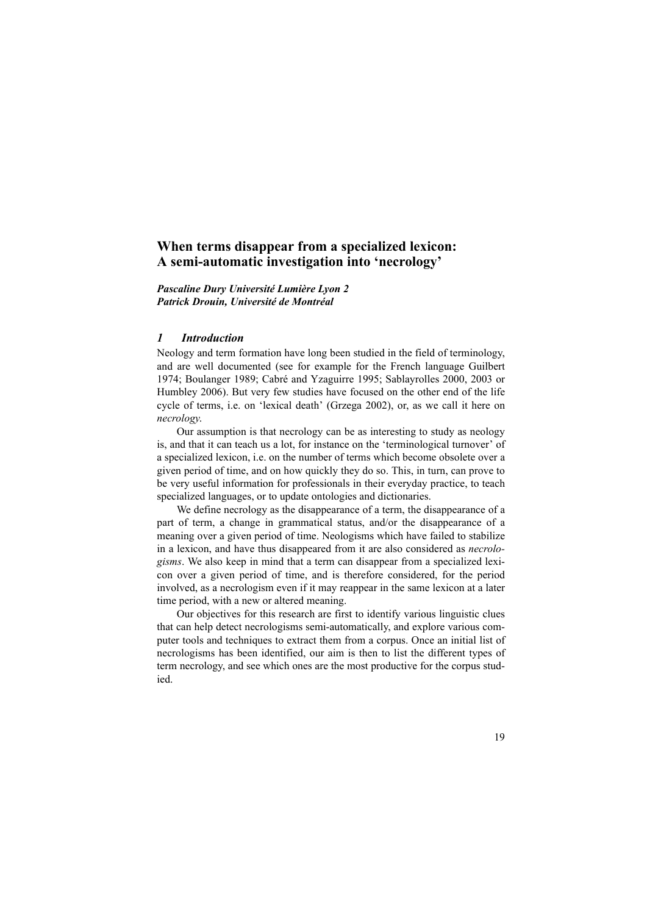# When terms disappear from a specialized lexicon: A semi-automatic investigation into 'necrology'

***Pascaline Dury Université Lumière Lyon 2***
***Patrick Drouin, Université de Montréal***

## *1 Introduction*

Neology and term formation have long been studied in the field of terminology, and are well documented (see for example for the French language Guilbert 1974; Boulanger 1989; Cabré and Yzaguirre 1995; Sablayrolles 2000, 2003 or Humbley 2006). But very few studies have focused on the other end of the life cycle of terms, i.e. on 'lexical death' (Grzega 2002), or, as we call it here on *necrology*.

Our assumption is that necrology can be as interesting to study as neology is, and that it can teach us a lot, for instance on the 'terminological turnover' of a specialized lexicon, i.e. on the number of terms which become obsolete over a given period of time, and on how quickly they do so. This, in turn, can prove to be very useful information for professionals in their everyday practice, to teach specialized languages, or to update ontologies and dictionaries.

We define necrology as the disappearance of a term, the disappearance of a part of term, a change in grammatical status, and/or the disappearance of a meaning over a given period of time. Neologisms which have failed to stabilize in a lexicon, and have thus disappeared from it are also considered as *necrologisms*. We also keep in mind that a term can disappear from a specialized lexicon over a given period of time, and is therefore considered, for the period involved, as a necrologism even if it may reappear in the same lexicon at a later time period, with a new or altered meaning.

Our objectives for this research are first to identify various linguistic clues that can help detect necrologisms semi-automatically, and explore various computer tools and techniques to extract them from a corpus. Once an initial list of necrologisms has been identified, our aim is then to list the different types of term necrology, and see which ones are the most productive for the corpus studied.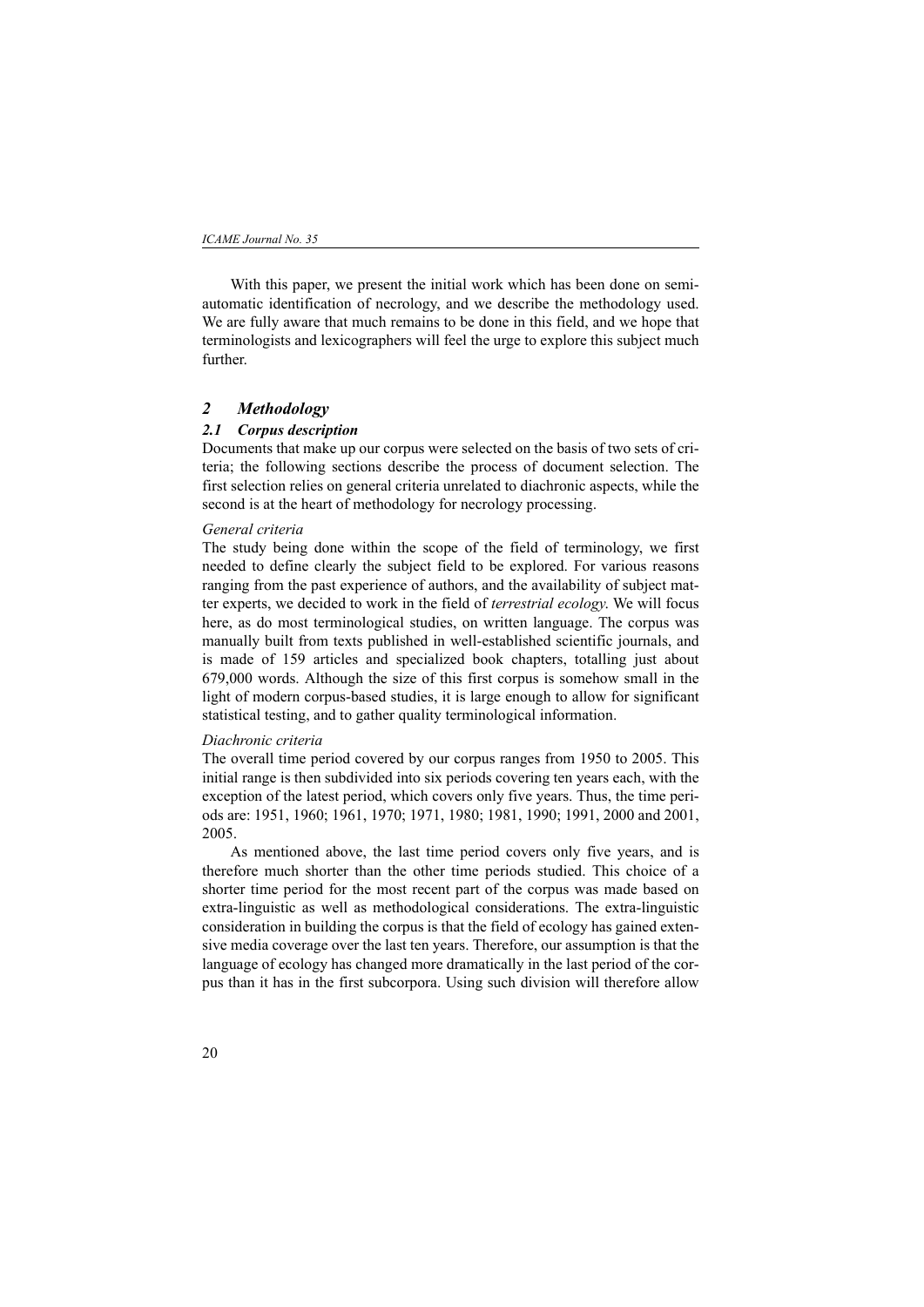With this paper, we present the initial work which has been done on semi-automatic identification of necrology, and we describe the methodology used. We are fully aware that much remains to be done in this field, and we hope that terminologists and lexicographers will feel the urge to explore this subject much further.

## 2 Methodology

### 2.1 Corpus description

Documents that make up our corpus were selected on the basis of two sets of criteria; the following sections describe the process of document selection. The first selection relies on general criteria unrelated to diachronic aspects, while the second is at the heart of methodology for necrology processing.

*General criteria*

The study being done within the scope of the field of terminology, we first needed to define clearly the subject field to be explored. For various reasons ranging from the past experience of authors, and the availability of subject matter experts, we decided to work in the field of *terrestrial ecology*. We will focus here, as do most terminological studies, on written language. The corpus was manually built from texts published in well-established scientific journals, and is made of 159 articles and specialized book chapters, totalling just about 679,000 words. Although the size of this first corpus is somehow small in the light of modern corpus-based studies, it is large enough to allow for significant statistical testing, and to gather quality terminological information.

*Diachronic criteria*

The overall time period covered by our corpus ranges from 1950 to 2005. This initial range is then subdivided into six periods covering ten years each, with the exception of the latest period, which covers only five years. Thus, the time periods are: 1951, 1960; 1961, 1970; 1971, 1980; 1981, 1990; 1991, 2000 and 2001, 2005.

As mentioned above, the last time period covers only five years, and is therefore much shorter than the other time periods studied. This choice of a shorter time period for the most recent part of the corpus was made based on extra-linguistic as well as methodological considerations. The extra-linguistic consideration in building the corpus is that the field of ecology has gained extensive media coverage over the last ten years. Therefore, our assumption is that the language of ecology has changed more dramatically in the last period of the corpus than it has in the first subcorpora. Using such division will therefore allow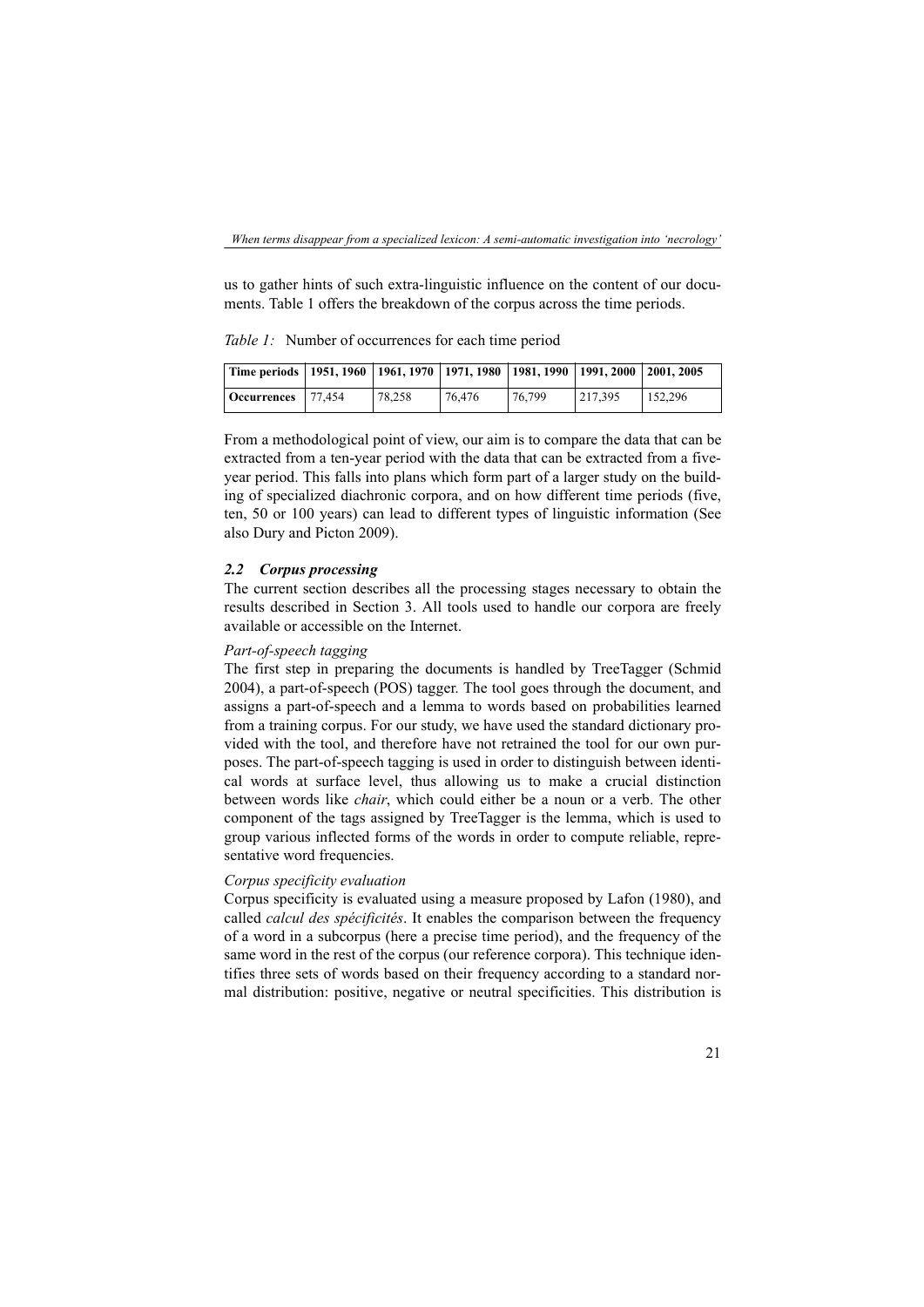us to gather hints of such extra-linguistic influence on the content of our documents. Table 1 offers the breakdown of the corpus across the time periods.

*Table 1:* Number of occurrences for each time period

| **Time periods** | **1951, 1960** | **1961, 1970** | **1971, 1980** | **1981, 1990** | **1991, 2000** | **2001, 2005** |
|---|---|---|---|---|---|---|
| **Occurrences** | 77,454 | 78,258 | 76,476 | 76,799 | 217,395 | 152,296 |

From a methodological point of view, our aim is to compare the data that can be extracted from a ten-year period with the data that can be extracted from a five-year period. This falls into plans which form part of a larger study on the building of specialized diachronic corpora, and on how different time periods (five, ten, 50 or 100 years) can lead to different types of linguistic information (See also Dury and Picton 2009).

### *2.2 Corpus processing*

The current section describes all the processing stages necessary to obtain the results described in Section 3. All tools used to handle our corpora are freely available or accessible on the Internet.

*Part-of-speech tagging*

The first step in preparing the documents is handled by TreeTagger (Schmid 2004), a part-of-speech (POS) tagger. The tool goes through the document, and assigns a part-of-speech and a lemma to words based on probabilities learned from a training corpus. For our study, we have used the standard dictionary provided with the tool, and therefore have not retrained the tool for our own purposes. The part-of-speech tagging is used in order to distinguish between identical words at surface level, thus allowing us to make a crucial distinction between words like *chair*, which could either be a noun or a verb. The other component of the tags assigned by TreeTagger is the lemma, which is used to group various inflected forms of the words in order to compute reliable, representative word frequencies.

*Corpus specificity evaluation*

Corpus specificity is evaluated using a measure proposed by Lafon (1980), and called *calcul des spécificités*. It enables the comparison between the frequency of a word in a subcorpus (here a precise time period), and the frequency of the same word in the rest of the corpus (our reference corpora). This technique identifies three sets of words based on their frequency according to a standard normal distribution: positive, negative or neutral specificities. This distribution is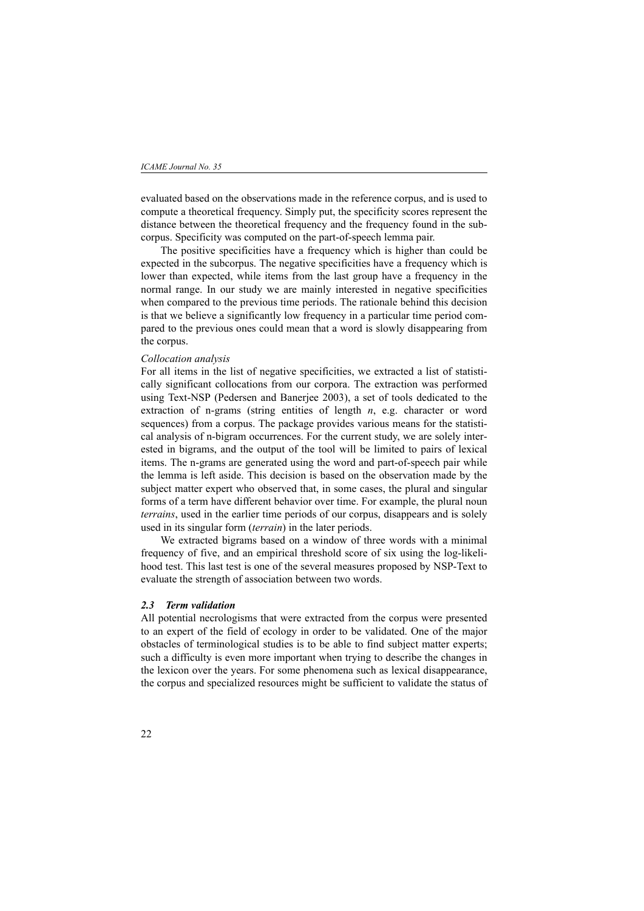evaluated based on the observations made in the reference corpus, and is used to compute a theoretical frequency. Simply put, the specificity scores represent the distance between the theoretical frequency and the frequency found in the subcorpus. Specificity was computed on the part-of-speech lemma pair.

The positive specificities have a frequency which is higher than could be expected in the subcorpus. The negative specificities have a frequency which is lower than expected, while items from the last group have a frequency in the normal range. In our study we are mainly interested in negative specificities when compared to the previous time periods. The rationale behind this decision is that we believe a significantly low frequency in a particular time period compared to the previous ones could mean that a word is slowly disappearing from the corpus.

*Collocation analysis*

For all items in the list of negative specificities, we extracted a list of statistically significant collocations from our corpora. The extraction was performed using Text-NSP (Pedersen and Banerjee 2003), a set of tools dedicated to the extraction of n-grams (string entities of length *n*, e.g. character or word sequences) from a corpus. The package provides various means for the statistical analysis of n-bigram occurrences. For the current study, we are solely interested in bigrams, and the output of the tool will be limited to pairs of lexical items. The n-grams are generated using the word and part-of-speech pair while the lemma is left aside. This decision is based on the observation made by the subject matter expert who observed that, in some cases, the plural and singular forms of a term have different behavior over time. For example, the plural noun *terrains*, used in the earlier time periods of our corpus, disappears and is solely used in its singular form (*terrain*) in the later periods.

We extracted bigrams based on a window of three words with a minimal frequency of five, and an empirical threshold score of six using the log-likelihood test. This last test is one of the several measures proposed by NSP-Text to evaluate the strength of association between two words.

### *2.3 Term validation*

All potential necrologisms that were extracted from the corpus were presented to an expert of the field of ecology in order to be validated. One of the major obstacles of terminological studies is to be able to find subject matter experts; such a difficulty is even more important when trying to describe the changes in the lexicon over the years. For some phenomena such as lexical disappearance, the corpus and specialized resources might be sufficient to validate the status of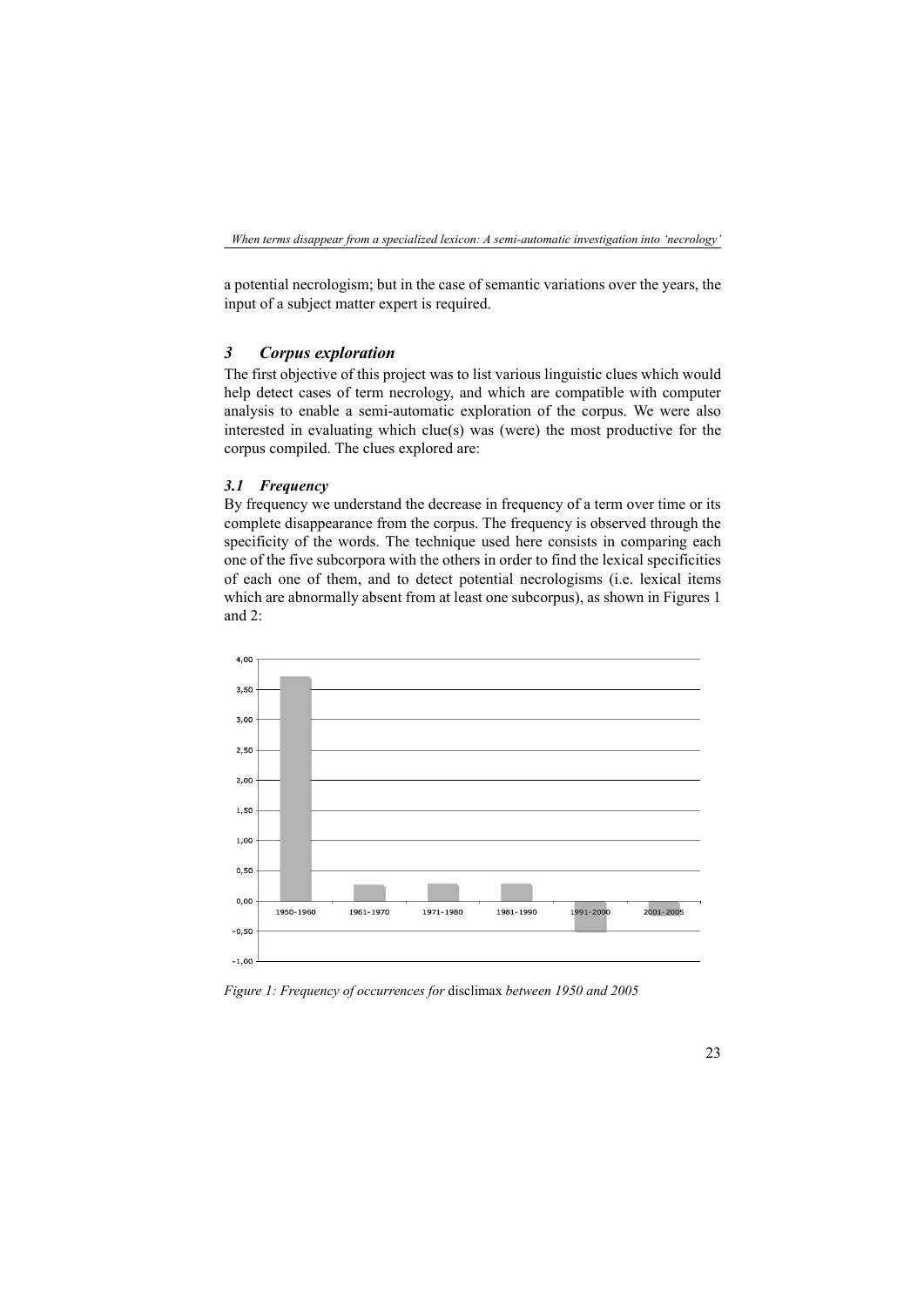a potential necrologism; but in the case of semantic variations over the years, the input of a subject matter expert is required.

## 3 *Corpus exploration*

The first objective of this project was to list various linguistic clues which would help detect cases of term necrology, and which are compatible with computer analysis to enable a semi-automatic exploration of the corpus. We were also interested in evaluating which clue(s) was (were) the most productive for the corpus compiled. The clues explored are:

### *3.1 Frequency*

By frequency we understand the decrease in frequency of a term over time or its complete disappearance from the corpus. The frequency is observed through the specificity of the words. The technique used here consists in comparing each one of the five subcorpora with the others in order to find the lexical specificities of each one of them, and to detect potential necrologisms (i.e. lexical items which are abnormally absent from at least one subcorpus), as shown in Figures 1 and 2:

*Figure 1: Frequency of occurrences for* disclimax *between 1950 and 2005*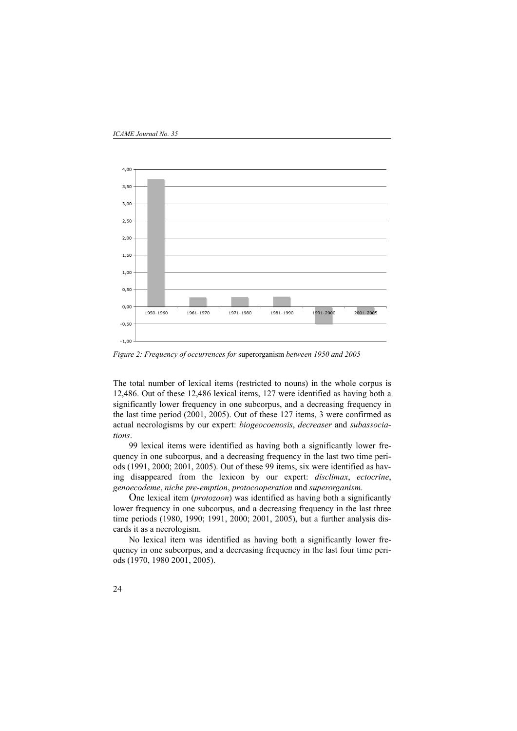*Figure 2: Frequency of occurrences for* superorganism *between 1950 and 2005*

The total number of lexical items (restricted to nouns) in the whole corpus is 12,486. Out of these 12,486 lexical items, 127 were identified as having both a significantly lower frequency in one subcorpus, and a decreasing frequency in the last time period (2001, 2005). Out of these 127 items, 3 were confirmed as actual necrologisms by our expert: *biogeocoenosis*, *decreaser* and *subassociations*.

99 lexical items were identified as having both a significantly lower frequency in one subcorpus, and a decreasing frequency in the last two time periods (1991, 2000; 2001, 2005). Out of these 99 items, six were identified as having disappeared from the lexicon by our expert: *disclimax*, *ectocrine*, *genoecodeme*, *niche pre-emption*, *protocooperation* and *superorganism*.

One lexical item (*protozoon*) was identified as having both a significantly lower frequency in one subcorpus, and a decreasing frequency in the last three time periods (1980, 1990; 1991, 2000; 2001, 2005), but a further analysis discards it as a necrologism.

No lexical item was identified as having both a significantly lower frequency in one subcorpus, and a decreasing frequency in the last four time periods (1970, 1980 2001, 2005).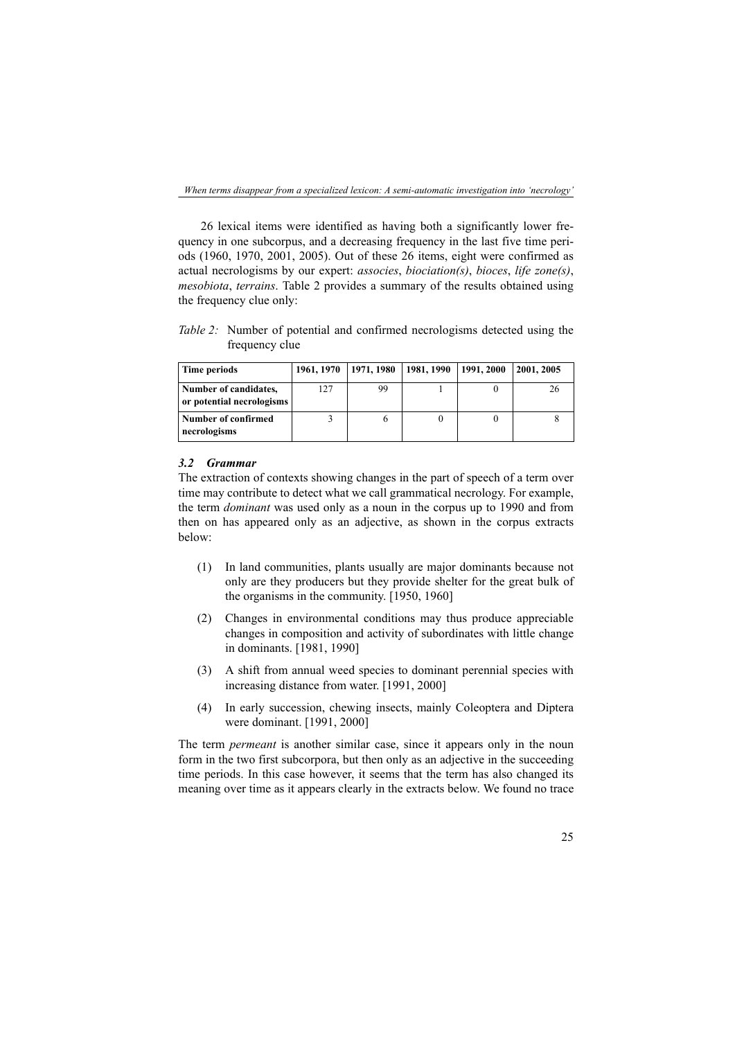26 lexical items were identified as having both a significantly lower frequency in one subcorpus, and a decreasing frequency in the last five time periods (1960, 1970, 2001, 2005). Out of these 26 items, eight were confirmed as actual necrologisms by our expert: *associes*, *biociation(s)*, *bioces*, *life zone(s)*, *mesobiota*, *terrains*. Table 2 provides a summary of the results obtained using the frequency clue only:

*Table 2:* Number of potential and confirmed necrologisms detected using the frequency clue

| **Time periods** | **1961, 1970** | **1971, 1980** | **1981, 1990** | **1991, 2000** | **2001, 2005** |
|---|---|---|---|---|---|
| **Number of candidates, or potential necrologisms** | 127 | 99 | 1 | 0 | 26 |
| **Number of confirmed necrologisms** | 3 | 6 | 0 | 0 | 8 |

### *3.2 Grammar*

The extraction of contexts showing changes in the part of speech of a term over time may contribute to detect what we call grammatical necrology. For example, the term *dominant* was used only as a noun in the corpus up to 1990 and from then on has appeared only as an adjective, as shown in the corpus extracts below:

(1) In land communities, plants usually are major dominants because not only are they producers but they provide shelter for the great bulk of the organisms in the community. [1950, 1960]

(2) Changes in environmental conditions may thus produce appreciable changes in composition and activity of subordinates with little change in dominants. [1981, 1990]

(3) A shift from annual weed species to dominant perennial species with increasing distance from water. [1991, 2000]

(4) In early succession, chewing insects, mainly Coleoptera and Diptera were dominant. [1991, 2000]

The term *permeant* is another similar case, since it appears only in the noun form in the two first subcorpora, but then only as an adjective in the succeeding time periods. In this case however, it seems that the term has also changed its meaning over time as it appears clearly in the extracts below. We found no trace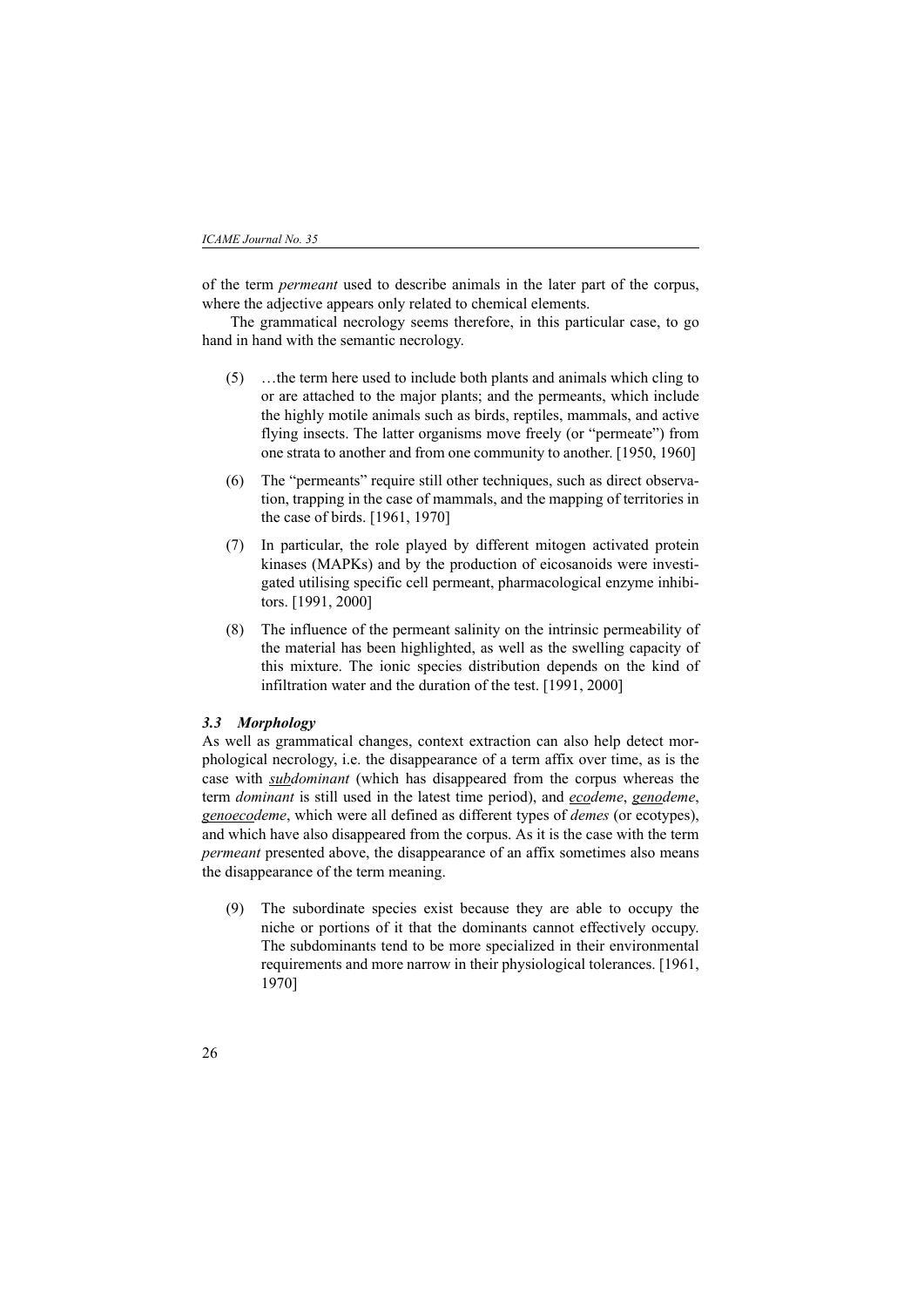of the term *permeant* used to describe animals in the later part of the corpus, where the adjective appears only related to chemical elements.

The grammatical necrology seems therefore, in this particular case, to go hand in hand with the semantic necrology.

(5) …the term here used to include both plants and animals which cling to or are attached to the major plants; and the permeants, which include the highly motile animals such as birds, reptiles, mammals, and active flying insects. The latter organisms move freely (or "permeate") from one strata to another and from one community to another. [1950, 1960]

(6) The "permeants" require still other techniques, such as direct observation, trapping in the case of mammals, and the mapping of territories in the case of birds. [1961, 1970]

(7) In particular, the role played by different mitogen activated protein kinases (MAPKs) and by the production of eicosanoids were investigated utilising specific cell permeant, pharmacological enzyme inhibitors. [1991, 2000]

(8) The influence of the permeant salinity on the intrinsic permeability of the material has been highlighted, as well as the swelling capacity of this mixture. The ionic species distribution depends on the kind of infiltration water and the duration of the test. [1991, 2000]

### *3.3 Morphology*

As well as grammatical changes, context extraction can also help detect morphological necrology, i.e. the disappearance of a term affix over time, as is the case with ***<u>sub</u>**dominant* (which has disappeared from the corpus whereas the term *dominant* is still used in the latest time period), and *<u>eco</u>deme*, *<u>geno</u>deme*, *<u>genoeco</u>deme*, which were all defined as different types of *demes* (or ecotypes), and which have also disappeared from the corpus. As it is the case with the term *permeant* presented above, the disappearance of an affix sometimes also means the disappearance of the term meaning.

(9) The subordinate species exist because they are able to occupy the niche or portions of it that the dominants cannot effectively occupy. The subdominants tend to be more specialized in their environmental requirements and more narrow in their physiological tolerances. [1961, 1970]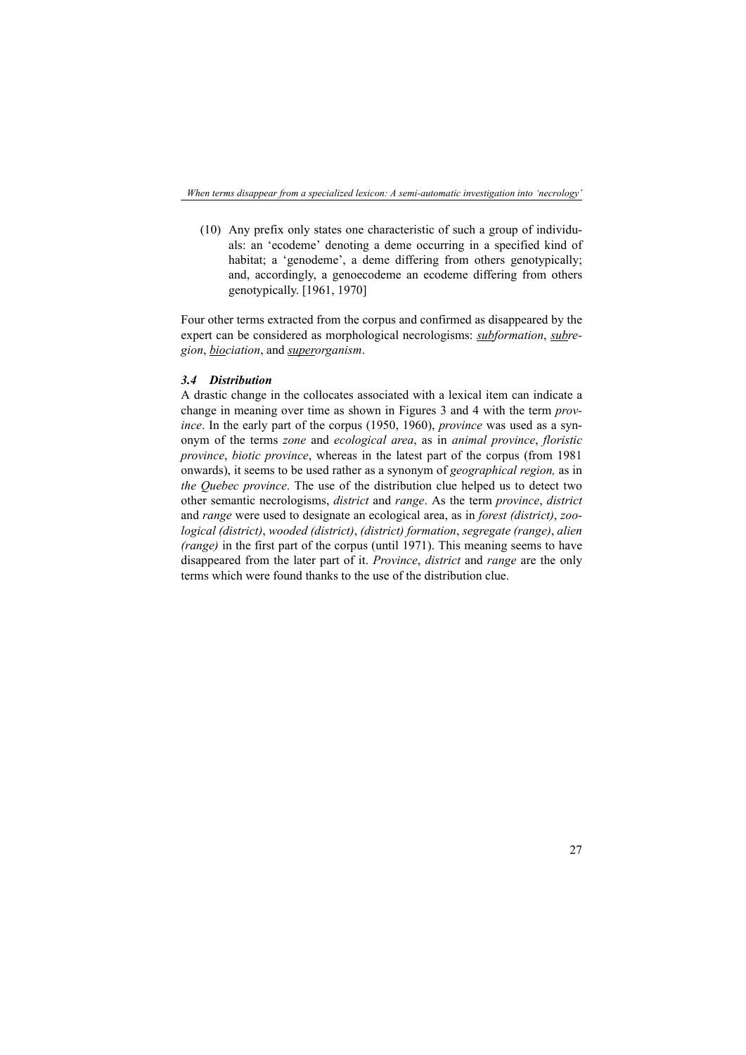(10) Any prefix only states one characteristic of such a group of individuals: an 'ecodeme' denoting a deme occurring in a specified kind of habitat; a 'genodeme', a deme differing from others genotypically; and, accordingly, a genoecodeme an ecodeme differing from others genotypically. [1961, 1970]

Four other terms extracted from the corpus and confirmed as disappeared by the expert can be considered as morphological necrologisms: *<u>sub</u>formation*, *<u>sub</u>region*, *<u>bio</u>ciation*, and *<u>super</u>organism*.

### *3.4 Distribution*

A drastic change in the collocates associated with a lexical item can indicate a change in meaning over time as shown in Figures 3 and 4 with the term *province*. In the early part of the corpus (1950, 1960), *province* was used as a synonym of the terms *zone* and *ecological area*, as in *animal province*, *floristic province*, *biotic province*, whereas in the latest part of the corpus (from 1981 onwards), it seems to be used rather as a synonym of *geographical region,* as in *the Quebec province*. The use of the distribution clue helped us to detect two other semantic necrologisms, *district* and *range*. As the term *province*, *district* and *range* were used to designate an ecological area, as in *forest (district)*, *zoological (district)*, *wooded (district)*, *(district) formation*, *segregate (range)*, *alien (range)* in the first part of the corpus (until 1971). This meaning seems to have disappeared from the later part of it. *Province*, *district* and *range* are the only terms which were found thanks to the use of the distribution clue.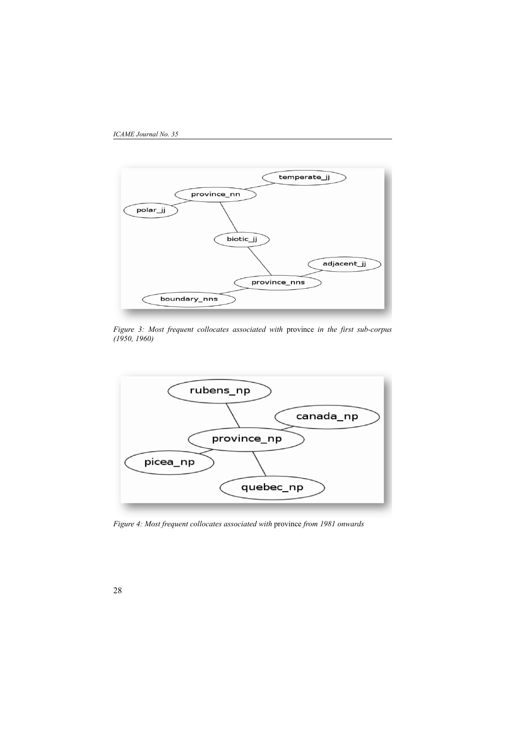*Figure 3: Most frequent collocates associated with* province *in the first sub-corpus (1950, 1960)*

*Figure 4: Most frequent collocates associated with* province *from 1981 onwards*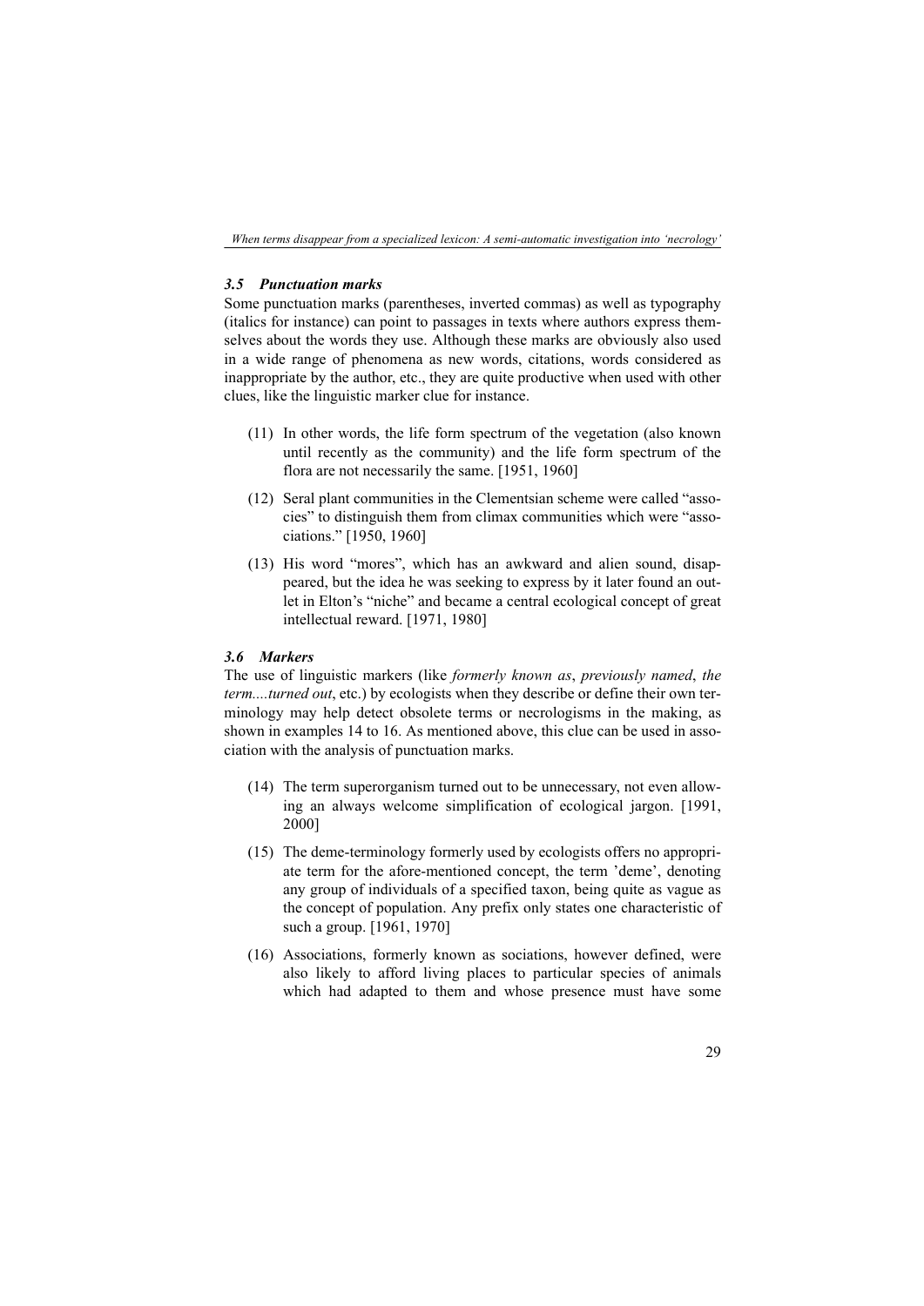### *3.5 Punctuation marks*

Some punctuation marks (parentheses, inverted commas) as well as typography (italics for instance) can point to passages in texts where authors express themselves about the words they use. Although these marks are obviously also used in a wide range of phenomena as new words, citations, words considered as inappropriate by the author, etc., they are quite productive when used with other clues, like the linguistic marker clue for instance.

(11) In other words, the life form spectrum of the vegetation (also known until recently as the community) and the life form spectrum of the flora are not necessarily the same. [1951, 1960]

(12) Seral plant communities in the Clementsian scheme were called "associes" to distinguish them from climax communities which were "associations." [1950, 1960]

(13) His word "mores", which has an awkward and alien sound, disappeared, but the idea he was seeking to express by it later found an outlet in Elton's "niche" and became a central ecological concept of great intellectual reward. [1971, 1980]

### *3.6 Markers*

The use of linguistic markers (like *formerly known as*, *previously named*, *the term....turned out*, etc.) by ecologists when they describe or define their own terminology may help detect obsolete terms or necrologisms in the making, as shown in examples 14 to 16. As mentioned above, this clue can be used in association with the analysis of punctuation marks.

(14) The term superorganism turned out to be unnecessary, not even allowing an always welcome simplification of ecological jargon. [1991, 2000]

(15) The deme-terminology formerly used by ecologists offers no appropriate term for the afore-mentioned concept, the term 'deme', denoting any group of individuals of a specified taxon, being quite as vague as the concept of population. Any prefix only states one characteristic of such a group. [1961, 1970]

(16) Associations, formerly known as sociations, however defined, were also likely to afford living places to particular species of animals which had adapted to them and whose presence must have some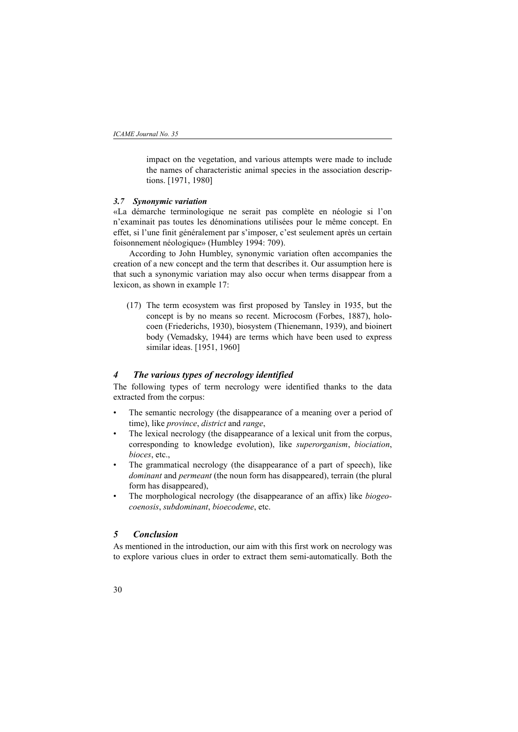impact on the vegetation, and various attempts were made to include the names of characteristic animal species in the association descriptions. [1971, 1980]

### *3.7 Synonymic variation*

«La démarche terminologique ne serait pas complète en néologie si l'on n'examinait pas toutes les dénominations utilisées pour le même concept. En effet, si l'une finit généralement par s'imposer, c'est seulement après un certain foisonnement néologique» (Humbley 1994: 709).

According to John Humbley, synonymic variation often accompanies the creation of a new concept and the term that describes it. Our assumption here is that such a synonymic variation may also occur when terms disappear from a lexicon, as shown in example 17:

> (17) The term ecosystem was first proposed by Tansley in 1935, but the concept is by no means so recent. Microcosm (Forbes, 1887), holocoen (Friederichs, 1930), biosystem (Thienemann, 1939), and bioinert body (Vemadsky, 1944) are terms which have been used to express similar ideas. [1951, 1960]

## *4 The various types of necrology identified*

The following types of term necrology were identified thanks to the data extracted from the corpus:

- The semantic necrology (the disappearance of a meaning over a period of time), like *province*, *district* and *range*,
- The lexical necrology (the disappearance of a lexical unit from the corpus, corresponding to knowledge evolution), like *superorganism*, *biociation*, *bioces*, etc.,
- The grammatical necrology (the disappearance of a part of speech), like *dominant* and *permeant* (the noun form has disappeared), terrain (the plural form has disappeared),
- The morphological necrology (the disappearance of an affix) like *biogeocoenosis*, *subdominant*, *bioecodeme*, etc.

## *5 Conclusion*

As mentioned in the introduction, our aim with this first work on necrology was to explore various clues in order to extract them semi-automatically. Both the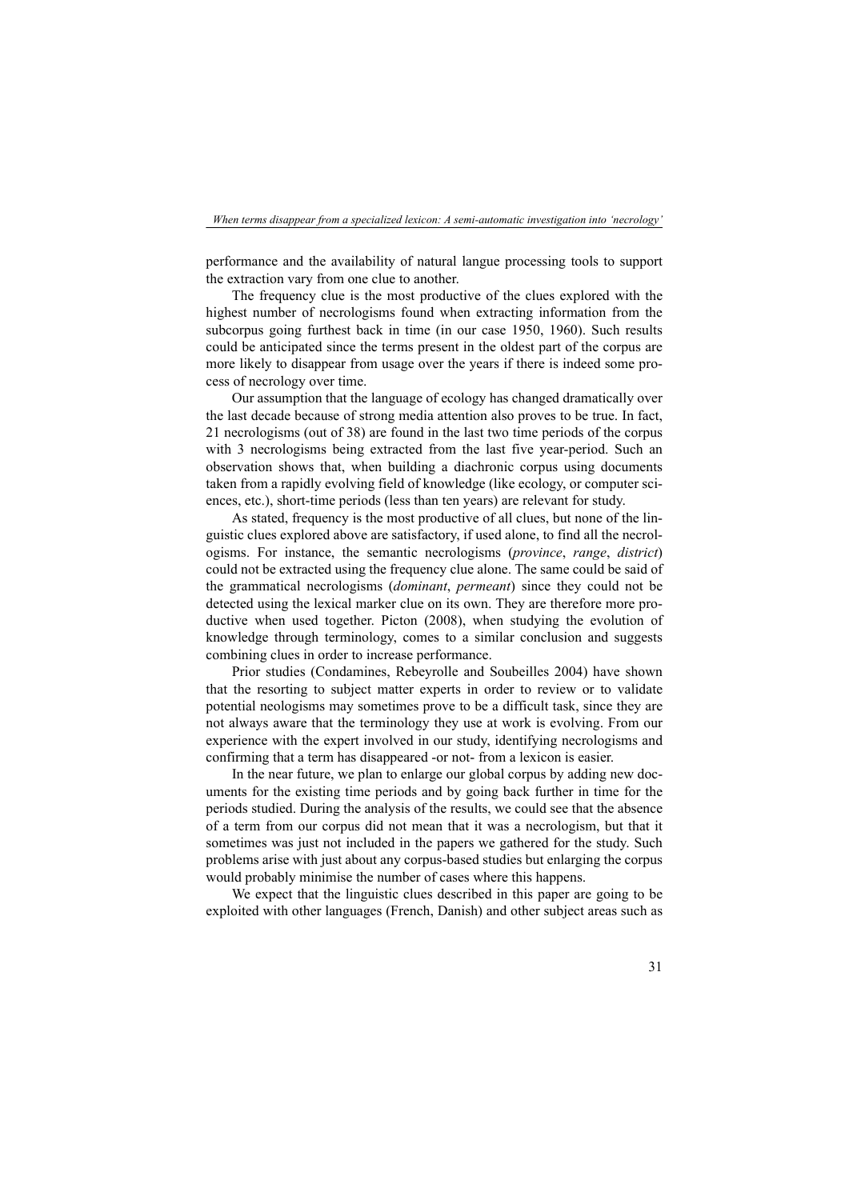performance and the availability of natural langue processing tools to support the extraction vary from one clue to another.

The frequency clue is the most productive of the clues explored with the highest number of necrologisms found when extracting information from the subcorpus going furthest back in time (in our case 1950, 1960). Such results could be anticipated since the terms present in the oldest part of the corpus are more likely to disappear from usage over the years if there is indeed some process of necrology over time.

Our assumption that the language of ecology has changed dramatically over the last decade because of strong media attention also proves to be true. In fact, 21 necrologisms (out of 38) are found in the last two time periods of the corpus with 3 necrologisms being extracted from the last five year-period. Such an observation shows that, when building a diachronic corpus using documents taken from a rapidly evolving field of knowledge (like ecology, or computer sciences, etc.), short-time periods (less than ten years) are relevant for study.

As stated, frequency is the most productive of all clues, but none of the linguistic clues explored above are satisfactory, if used alone, to find all the necrologisms. For instance, the semantic necrologisms (*province*, *range*, *district*) could not be extracted using the frequency clue alone. The same could be said of the grammatical necrologisms (*dominant*, *permeant*) since they could not be detected using the lexical marker clue on its own. They are therefore more productive when used together. Picton (2008), when studying the evolution of knowledge through terminology, comes to a similar conclusion and suggests combining clues in order to increase performance.

Prior studies (Condamines, Rebeyrolle and Soubeilles 2004) have shown that the resorting to subject matter experts in order to review or to validate potential neologisms may sometimes prove to be a difficult task, since they are not always aware that the terminology they use at work is evolving. From our experience with the expert involved in our study, identifying necrologisms and confirming that a term has disappeared -or not- from a lexicon is easier.

In the near future, we plan to enlarge our global corpus by adding new documents for the existing time periods and by going back further in time for the periods studied. During the analysis of the results, we could see that the absence of a term from our corpus did not mean that it was a necrologism, but that it sometimes was just not included in the papers we gathered for the study. Such problems arise with just about any corpus-based studies but enlarging the corpus would probably minimise the number of cases where this happens.

We expect that the linguistic clues described in this paper are going to be exploited with other languages (French, Danish) and other subject areas such as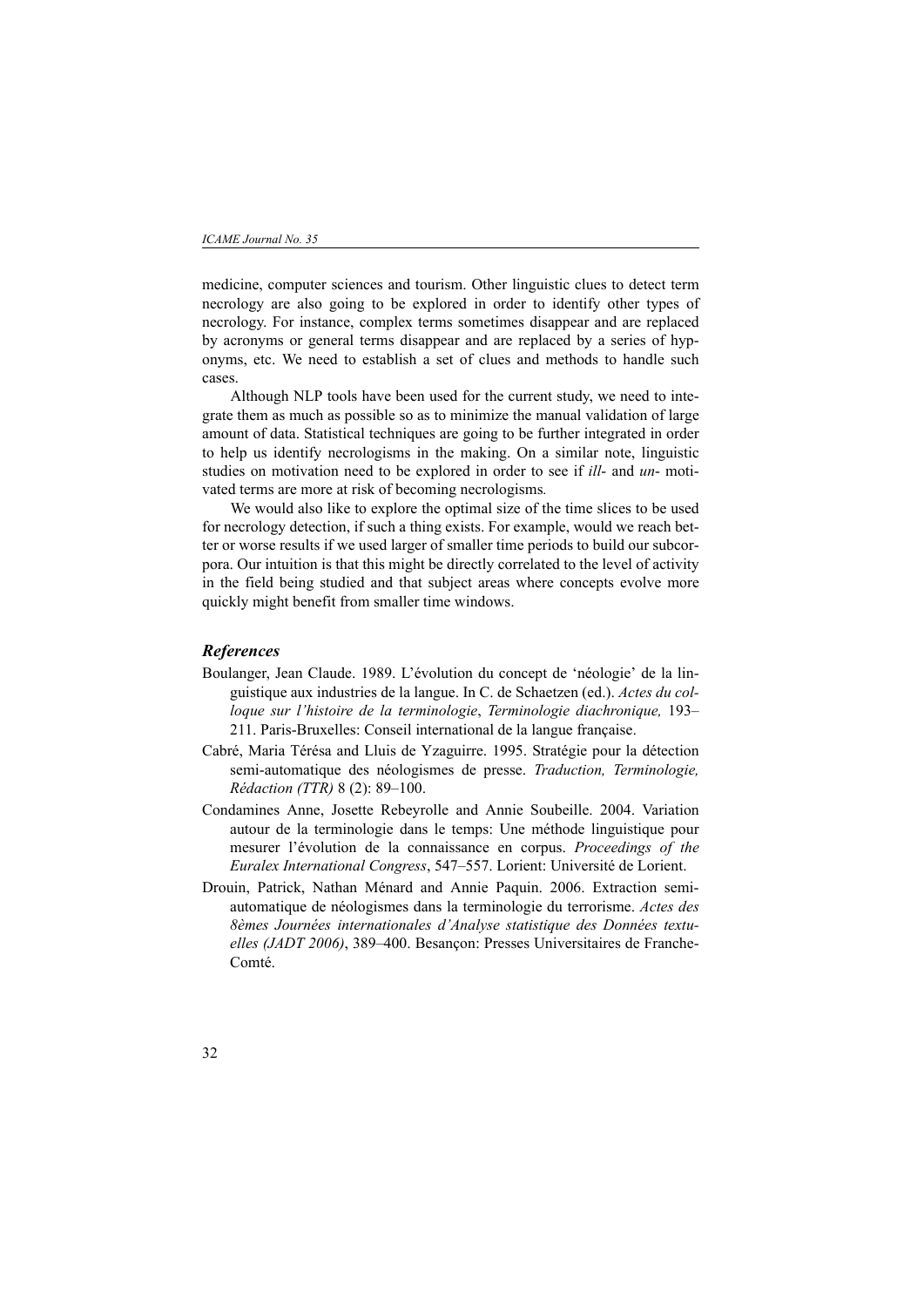medicine, computer sciences and tourism. Other linguistic clues to detect term necrology are also going to be explored in order to identify other types of necrology. For instance, complex terms sometimes disappear and are replaced by acronyms or general terms disappear and are replaced by a series of hyponyms, etc. We need to establish a set of clues and methods to handle such cases.

Although NLP tools have been used for the current study, we need to integrate them as much as possible so as to minimize the manual validation of large amount of data. Statistical techniques are going to be further integrated in order to help us identify necrologisms in the making. On a similar note, linguistic studies on motivation need to be explored in order to see if *ill-* and *un-* motivated terms are more at risk of becoming necrologisms.

We would also like to explore the optimal size of the time slices to be used for necrology detection, if such a thing exists. For example, would we reach better or worse results if we used larger of smaller time periods to build our subcorpora. Our intuition is that this might be directly correlated to the level of activity in the field being studied and that subject areas where concepts evolve more quickly might benefit from smaller time windows.

## *References*

Boulanger, Jean Claude. 1989. L'évolution du concept de 'néologie' de la linguistique aux industries de la langue. In C. de Schaetzen (ed.). *Actes du colloque sur l'histoire de la terminologie*, *Terminologie diachronique,* 193–211. Paris-Bruxelles: Conseil international de la langue française.

Cabré, Maria Térésa and Lluis de Yzaguirre. 1995. Stratégie pour la détection semi-automatique des néologismes de presse. *Traduction, Terminologie, Rédaction (TTR)* 8 (2): 89–100.

Condamines Anne, Josette Rebeyrolle and Annie Soubeille. 2004. Variation autour de la terminologie dans le temps: Une méthode linguistique pour mesurer l'évolution de la connaissance en corpus. *Proceedings of the Euralex International Congress*, 547–557. Lorient: Université de Lorient.

Drouin, Patrick, Nathan Ménard and Annie Paquin. 2006. Extraction semi-automatique de néologismes dans la terminologie du terrorisme. *Actes des 8èmes Journées internationales d'Analyse statistique des Données textuelles (JADT 2006)*, 389–400. Besançon: Presses Universitaires de Franche-Comté.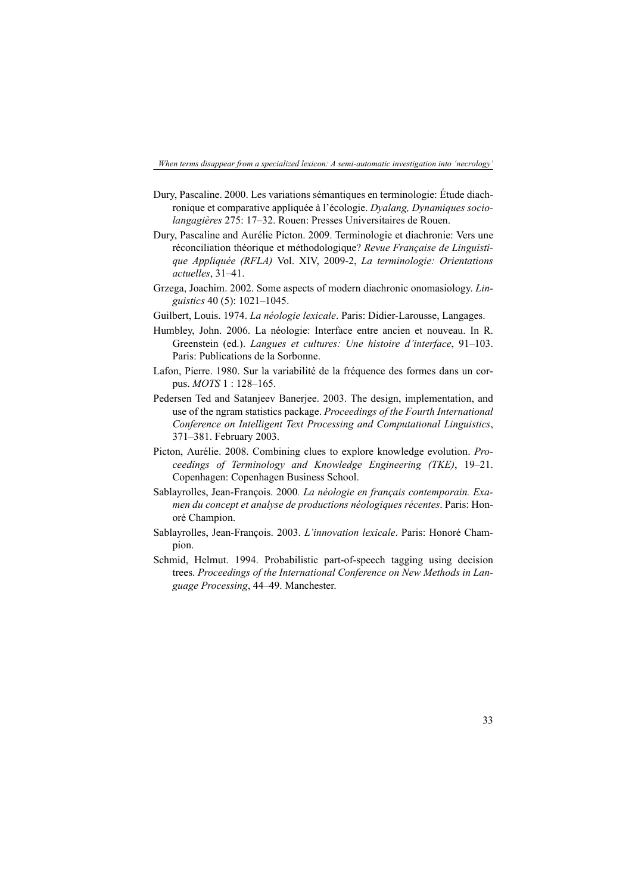Dury, Pascaline. 2000. Les variations sémantiques en terminologie: Étude diachronique et comparative appliquée à l'écologie. *Dyalang, Dynamiques sociolangagières* 275: 17–32. Rouen: Presses Universitaires de Rouen.

Dury, Pascaline and Aurélie Picton. 2009. Terminologie et diachronie: Vers une réconciliation théorique et méthodologique? *Revue Française de Linguistique Appliquée (RFLA)* Vol. XIV, 2009-2, *La terminologie: Orientations actuelles*, 31–41.

Grzega, Joachim. 2002. Some aspects of modern diachronic onomasiology. *Linguistics* 40 (5): 1021–1045.

Guilbert, Louis. 1974. *La néologie lexicale*. Paris: Didier-Larousse, Langages.

Humbley, John. 2006. La néologie: Interface entre ancien et nouveau. In R. Greenstein (ed.). *Langues et cultures: Une histoire d'interface*, 91–103. Paris: Publications de la Sorbonne.

Lafon, Pierre. 1980. Sur la variabilité de la fréquence des formes dans un corpus. *MOTS* 1 : 128–165.

Pedersen Ted and Satanjeev Banerjee. 2003. The design, implementation, and use of the ngram statistics package. *Proceedings of the Fourth International Conference on Intelligent Text Processing and Computational Linguistics*, 371–381. February 2003.

Picton, Aurélie. 2008. Combining clues to explore knowledge evolution. *Proceedings of Terminology and Knowledge Engineering (TKE)*, 19–21. Copenhagen: Copenhagen Business School.

Sablayrolles, Jean-François. 2000*. La néologie en français contemporain. Examen du concept et analyse de productions néologiques récentes*. Paris: Honoré Champion.

Sablayrolles, Jean-François. 2003. *L'innovation lexicale*. Paris: Honoré Champion.

Schmid, Helmut. 1994. Probabilistic part-of-speech tagging using decision trees. *Proceedings of the International Conference on New Methods in Language Processing*, 44–49. Manchester.